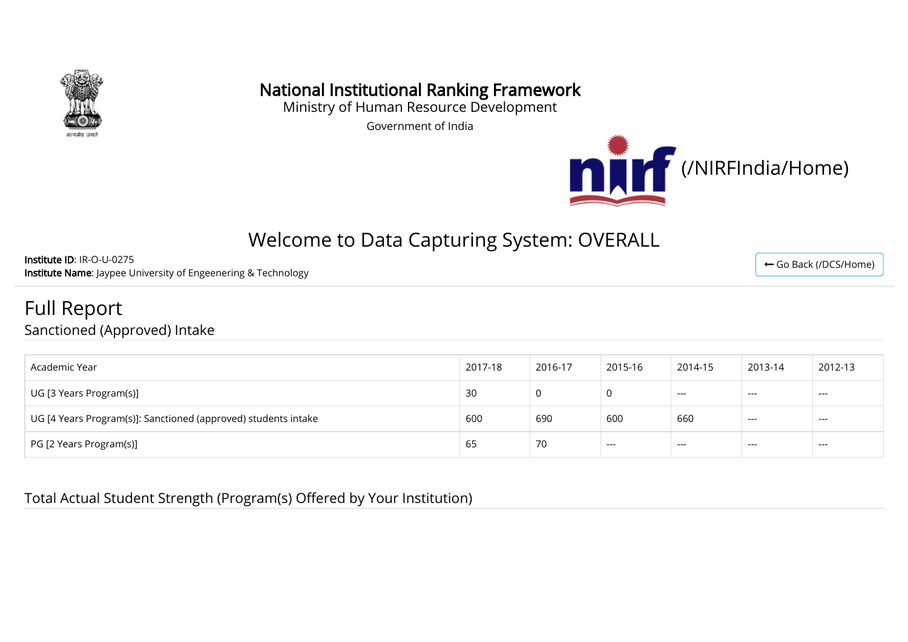# National Institutional Ranking Framework

Ministry of Human Resource Development

Government of India

(/NIRFIndia/Home)

## Welcome to Data Capturing System: OVERALL

**Institute ID**: IR-O-U-0275
**Institute Name**: Jaypee University of Engeenering & Technology

← Go Back (/DCS/Home)

# Full Report

## Sanctioned (Approved) Intake

| Academic Year | 2017-18 | 2016-17 | 2015-16 | 2014-15 | 2013-14 | 2012-13 |
|---|---|---|---|---|---|---|
| UG [3 Years Program(s)] | 30 | 0 | 0 | --- | --- | --- |
| UG [4 Years Program(s)]: Sanctioned (approved) students intake | 600 | 690 | 600 | 660 | --- | --- |
| PG [2 Years Program(s)] | 65 | 70 | --- | --- | --- | --- |

## Total Actual Student Strength (Program(s) Offered by Your Institution)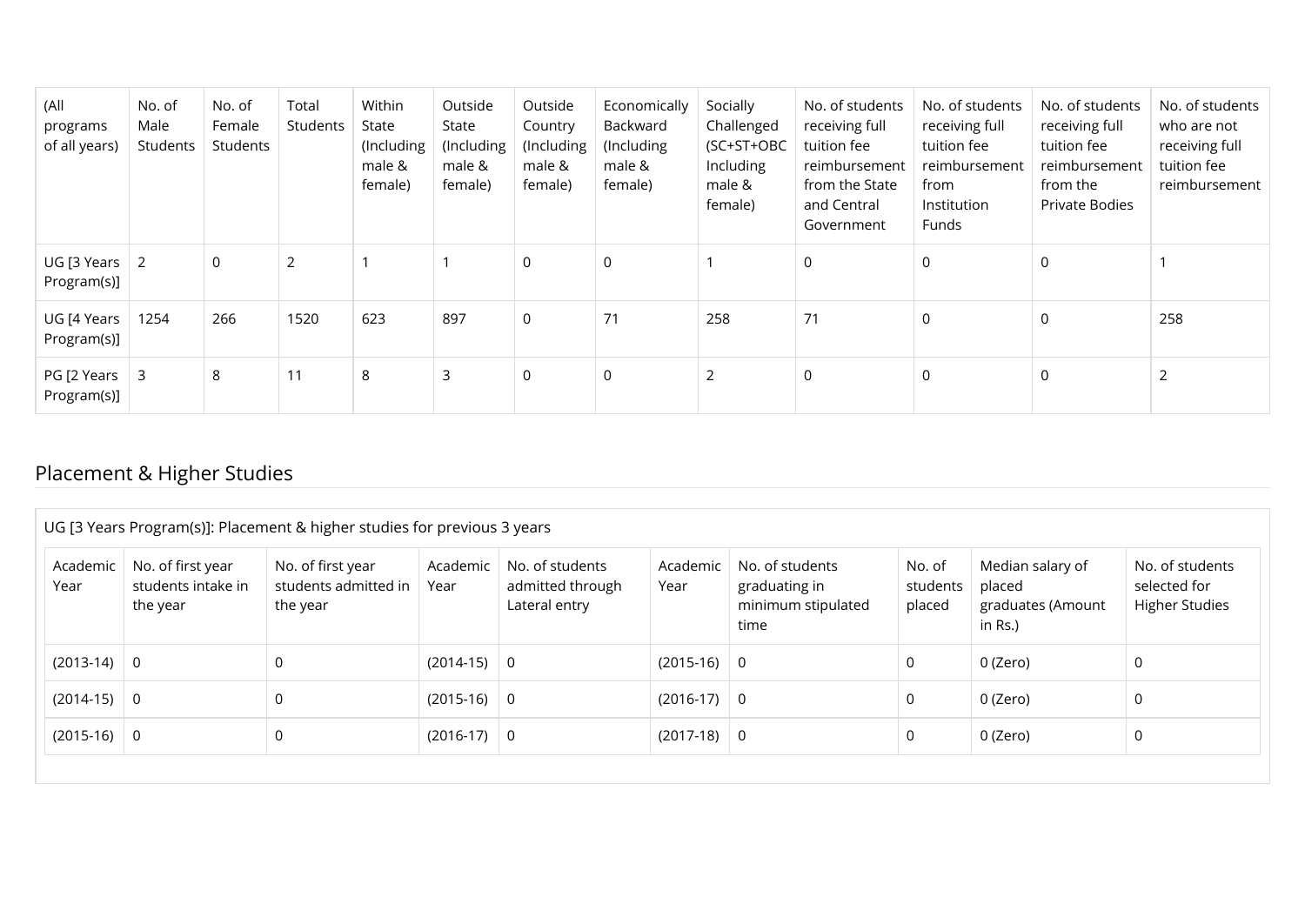| (All programs of all years) | No. of Male Students | No. of Female Students | Total Students | Within State (Including male & female) | Outside State (Including male & female) | Outside Country (Including male & female) | Economically Backward (Including male & female) | Socially Challenged (SC+ST+OBC Including male & female) | No. of students receiving full tuition fee reimbursement from the State and Central Government | No. of students receiving full tuition fee reimbursement from Institution Funds | No. of students receiving full tuition fee reimbursement from the Private Bodies | No. of students who are not receiving full tuition fee reimbursement |
|---|---|---|---|---|---|---|---|---|---|---|---|---|
| UG [3 Years Program(s)] | 2 | 0 | 2 | 1 | 1 | 0 | 0 | 1 | 0 | 0 | 0 | 1 |
| UG [4 Years Program(s)] | 1254 | 266 | 1520 | 623 | 897 | 0 | 71 | 258 | 71 | 0 | 0 | 258 |
| PG [2 Years Program(s)] | 3 | 8 | 11 | 8 | 3 | 0 | 0 | 2 | 0 | 0 | 0 | 2 |

## Placement & Higher Studies

UG [3 Years Program(s)]: Placement & higher studies for previous 3 years

| Academic Year | No. of first year students intake in the year | No. of first year students admitted in the year | Academic Year | No. of students admitted through Lateral entry | Academic Year | No. of students graduating in minimum stipulated time | No. of students placed | Median salary of placed graduates (Amount in Rs.) | No. of students selected for Higher Studies |
|---|---|---|---|---|---|---|---|---|---|
| (2013-14) | 0 | 0 | (2014-15) | 0 | (2015-16) | 0 | 0 | 0 (Zero) | 0 |
| (2014-15) | 0 | 0 | (2015-16) | 0 | (2016-17) | 0 | 0 | 0 (Zero) | 0 |
| (2015-16) | 0 | 0 | (2016-17) | 0 | (2017-18) | 0 | 0 | 0 (Zero) | 0 |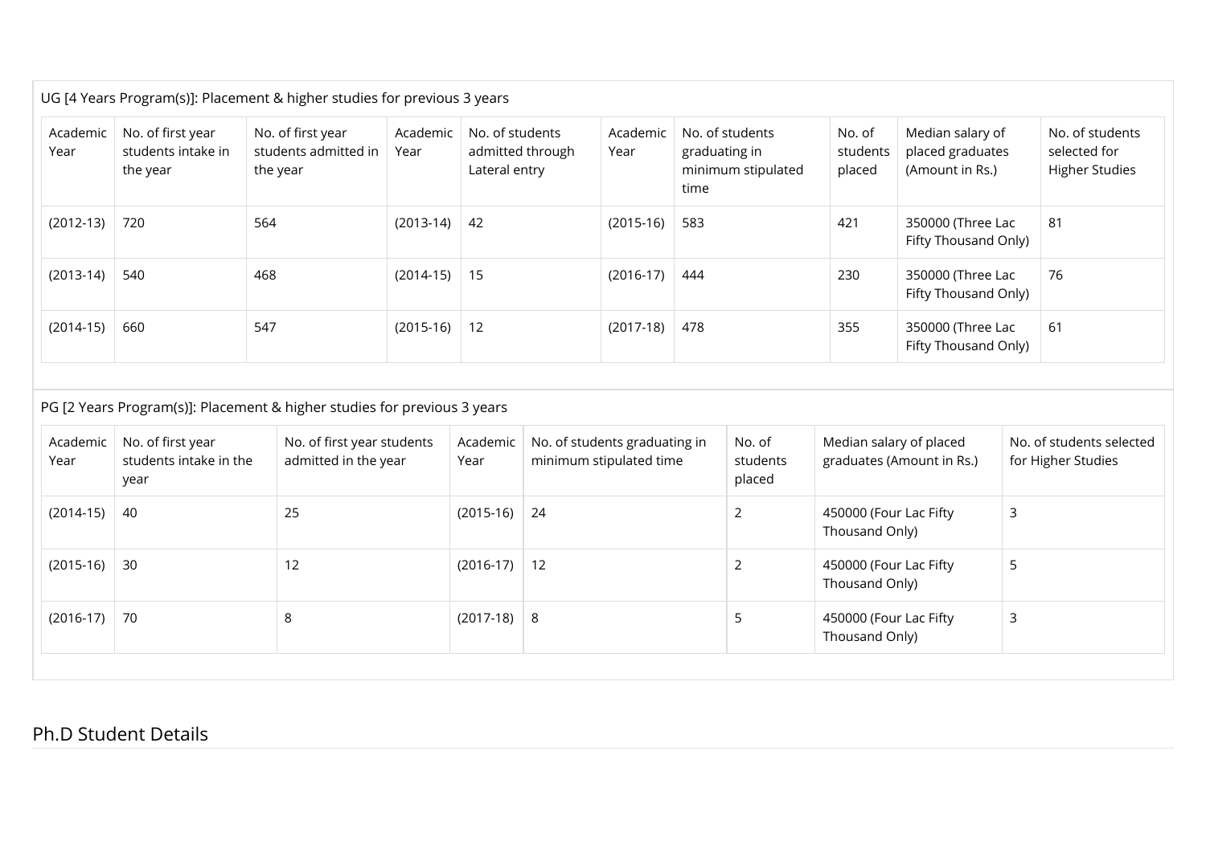UG [4 Years Program(s)]: Placement & higher studies for previous 3 years

| Academic Year | No. of first year students intake in the year | No. of first year students admitted in the year | Academic Year | No. of students admitted through Lateral entry | Academic Year | No. of students graduating in minimum stipulated time | No. of students placed | Median salary of placed graduates (Amount in Rs.) | No. of students selected for Higher Studies |
|---|---|---|---|---|---|---|---|---|---|
| (2012-13) | 720 | 564 | (2013-14) | 42 | (2015-16) | 583 | 421 | 350000 (Three Lac Fifty Thousand Only) | 81 |
| (2013-14) | 540 | 468 | (2014-15) | 15 | (2016-17) | 444 | 230 | 350000 (Three Lac Fifty Thousand Only) | 76 |
| (2014-15) | 660 | 547 | (2015-16) | 12 | (2017-18) | 478 | 355 | 350000 (Three Lac Fifty Thousand Only) | 61 |

PG [2 Years Program(s)]: Placement & higher studies for previous 3 years

| Academic Year | No. of first year students intake in the year | No. of first year students admitted in the year | Academic Year | No. of students graduating in minimum stipulated time | No. of students placed | Median salary of placed graduates (Amount in Rs.) | No. of students selected for Higher Studies |
|---|---|---|---|---|---|---|---|
| (2014-15) | 40 | 25 | (2015-16) | 24 | 2 | 450000 (Four Lac Fifty Thousand Only) | 3 |
| (2015-16) | 30 | 12 | (2016-17) | 12 | 2 | 450000 (Four Lac Fifty Thousand Only) | 5 |
| (2016-17) | 70 | 8 | (2017-18) | 8 | 5 | 450000 (Four Lac Fifty Thousand Only) | 3 |

## Ph.D Student Details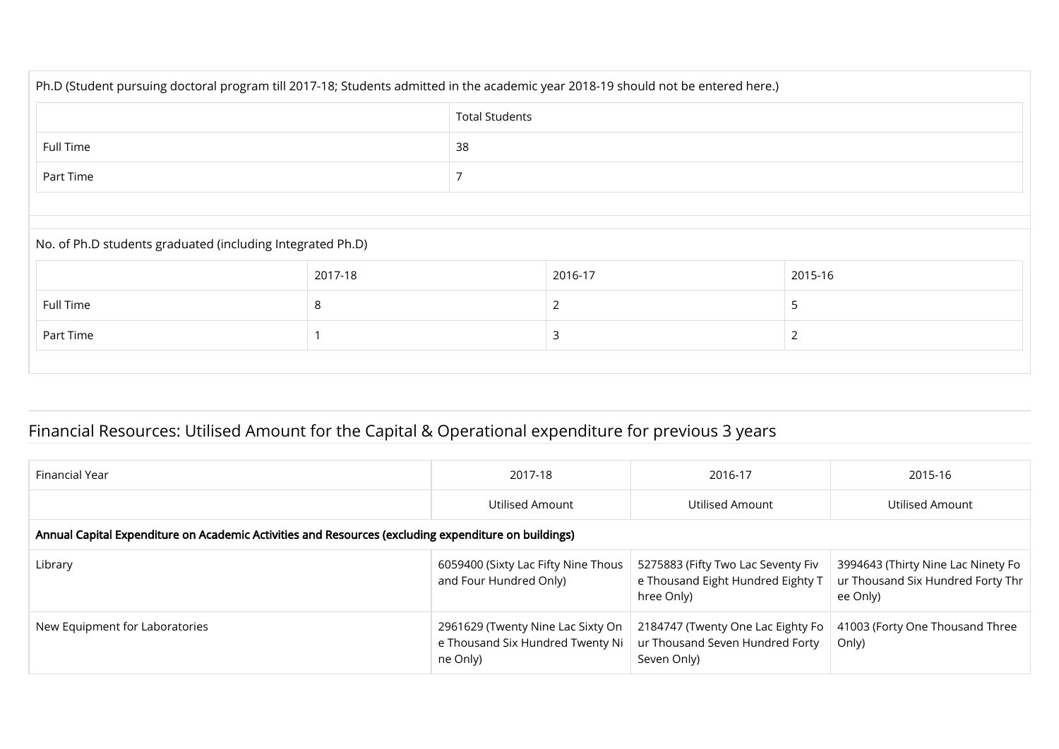Ph.D (Student pursuing doctoral program till 2017-18; Students admitted in the academic year 2018-19 should not be entered here.)

| | Total Students |
|---|---|
| Full Time | 38 |
| Part Time | 7 |

No. of Ph.D students graduated (including Integrated Ph.D)

| | 2017-18 | 2016-17 | 2015-16 |
|---|---|---|---|
| Full Time | 8 | 2 | 5 |
| Part Time | 1 | 3 | 2 |

## Financial Resources: Utilised Amount for the Capital & Operational expenditure for previous 3 years

| Financial Year | 2017-18 | 2016-17 | 2015-16 |
|---|---|---|---|
| | Utilised Amount | Utilised Amount | Utilised Amount |
| **Annual Capital Expenditure on Academic Activities and Resources (excluding expenditure on buildings)** | | | |
| Library | 6059400 (Sixty Lac Fifty Nine Thousand and Four Hundred Only) | 5275883 (Fifty Two Lac Seventy Five Thousand Eight Hundred Eighty Three Only) | 3994643 (Thirty Nine Lac Ninety Four Thousand Six Hundred Forty Three Only) |
| New Equipment for Laboratories | 2961629 (Twenty Nine Lac Sixty One Thousand Six Hundred Twenty Nine Only) | 2184747 (Twenty One Lac Eighty Four Thousand Seven Hundred Forty Seven Only) | 41003 (Forty One Thousand Three Only) |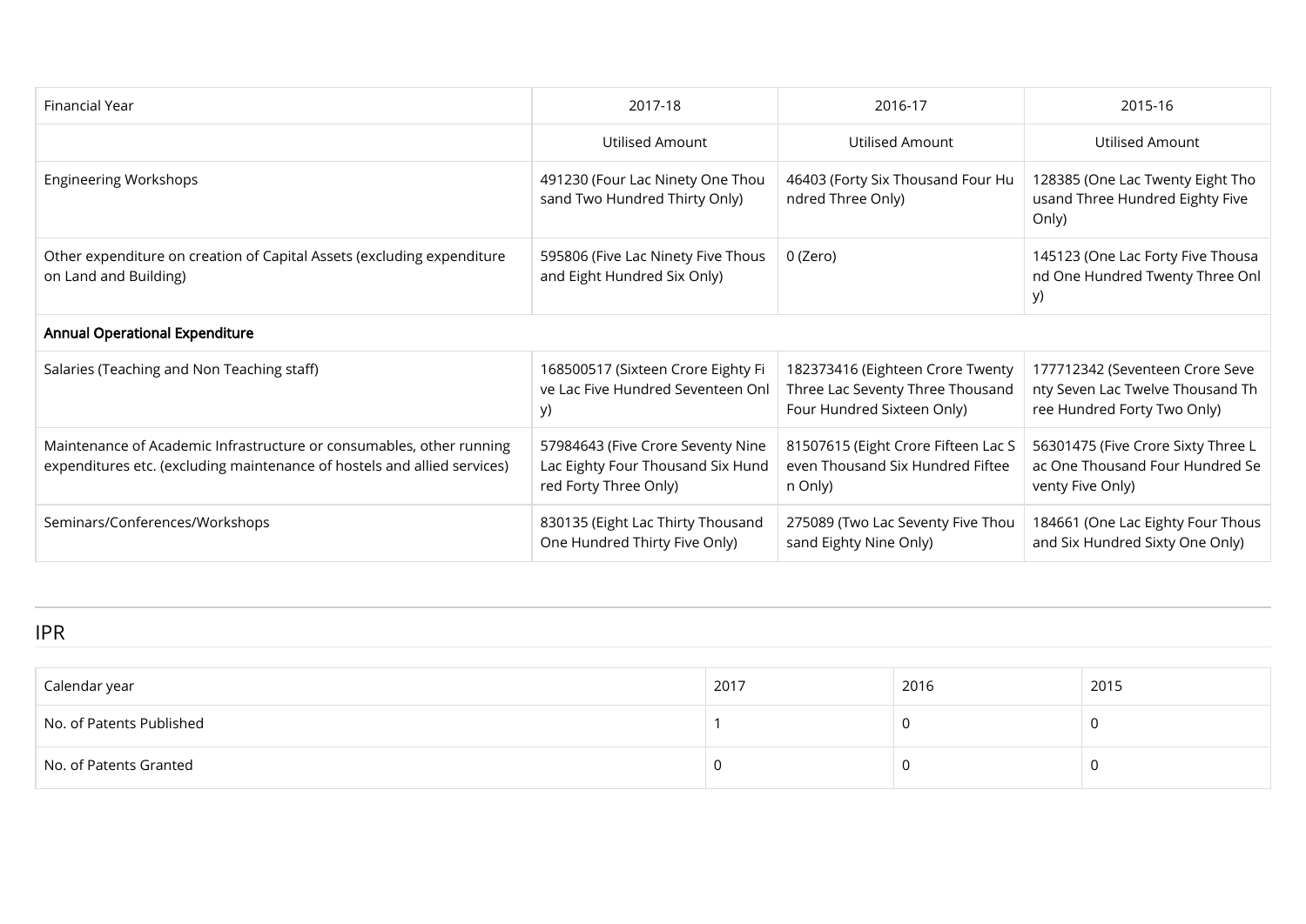| Financial Year | 2017-18 | 2016-17 | 2015-16 |
|---|---|---|---|
| | Utilised Amount | Utilised Amount | Utilised Amount |
| Engineering Workshops | 491230 (Four Lac Ninety One Thousand Two Hundred Thirty Only) | 46403 (Forty Six Thousand Four Hundred Three Only) | 128385 (One Lac Twenty Eight Thousand Three Hundred Eighty Five Only) |
| Other expenditure on creation of Capital Assets (excluding expenditure on Land and Building) | 595806 (Five Lac Ninety Five Thousand Eight Hundred Six Only) | 0 (Zero) | 145123 (One Lac Forty Five Thousand One Hundred Twenty Three Only) |
| **Annual Operational Expenditure** | | | |
| Salaries (Teaching and Non Teaching staff) | 168500517 (Sixteen Crore Eighty Five Lac Five Hundred Seventeen Only) | 182373416 (Eighteen Crore Twenty Three Lac Seventy Three Thousand Four Hundred Sixteen Only) | 177712342 (Seventeen Crore Seventy Seven Lac Twelve Thousand Three Hundred Forty Two Only) |
| Maintenance of Academic Infrastructure or consumables, other running expenditures etc. (excluding maintenance of hostels and allied services) | 57984643 (Five Crore Seventy Nine Lac Eighty Four Thousand Six Hundred Forty Three Only) | 81507615 (Eight Crore Fifteen Lac Seven Thousand Six Hundred Fifteen Only) | 56301475 (Five Crore Sixty Three Lac One Thousand Four Hundred Seventy Five Only) |
| Seminars/Conferences/Workshops | 830135 (Eight Lac Thirty Thousand One Hundred Thirty Five Only) | 275089 (Two Lac Seventy Five Thousand Eighty Nine Only) | 184661 (One Lac Eighty Four Thousand Six Hundred Sixty One Only) |

## IPR

| Calendar year | 2017 | 2016 | 2015 |
|---|---|---|---|
| No. of Patents Published | 1 | 0 | 0 |
| No. of Patents Granted | 0 | 0 | 0 |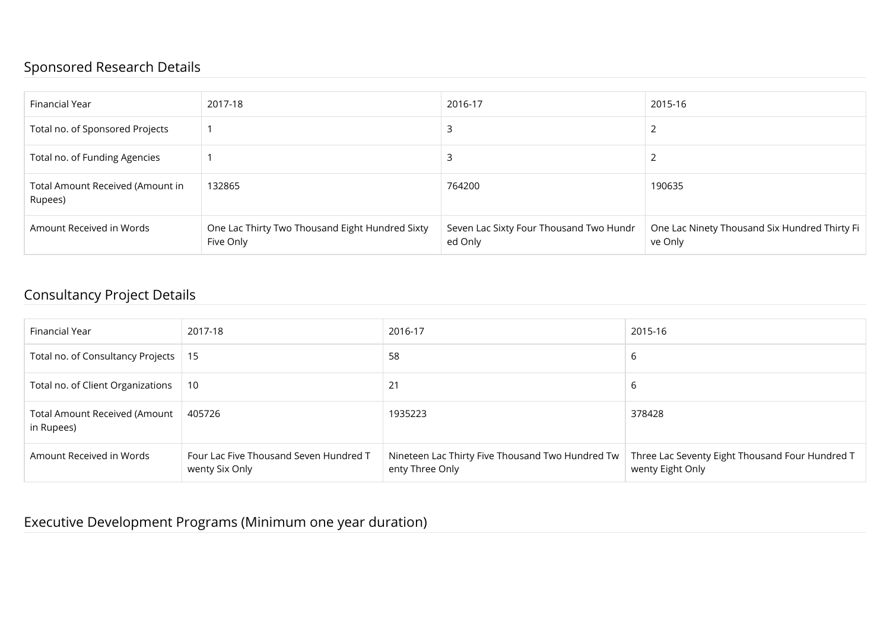## Sponsored Research Details

| Financial Year | 2017-18 | 2016-17 | 2015-16 |
|---|---|---|---|
| Total no. of Sponsored Projects | 1 | 3 | 2 |
| Total no. of Funding Agencies | 1 | 3 | 2 |
| Total Amount Received (Amount in Rupees) | 132865 | 764200 | 190635 |
| Amount Received in Words | One Lac Thirty Two Thousand Eight Hundred Sixty Five Only | Seven Lac Sixty Four Thousand Two Hundred Only | One Lac Ninety Thousand Six Hundred Thirty Five Only |

## Consultancy Project Details

| Financial Year | 2017-18 | 2016-17 | 2015-16 |
|---|---|---|---|
| Total no. of Consultancy Projects | 15 | 58 | 6 |
| Total no. of Client Organizations | 10 | 21 | 6 |
| Total Amount Received (Amount in Rupees) | 405726 | 1935223 | 378428 |
| Amount Received in Words | Four Lac Five Thousand Seven Hundred Twenty Six Only | Nineteen Lac Thirty Five Thousand Two Hundred Twenty Three Only | Three Lac Seventy Eight Thousand Four Hundred Twenty Eight Only |

## Executive Development Programs (Minimum one year duration)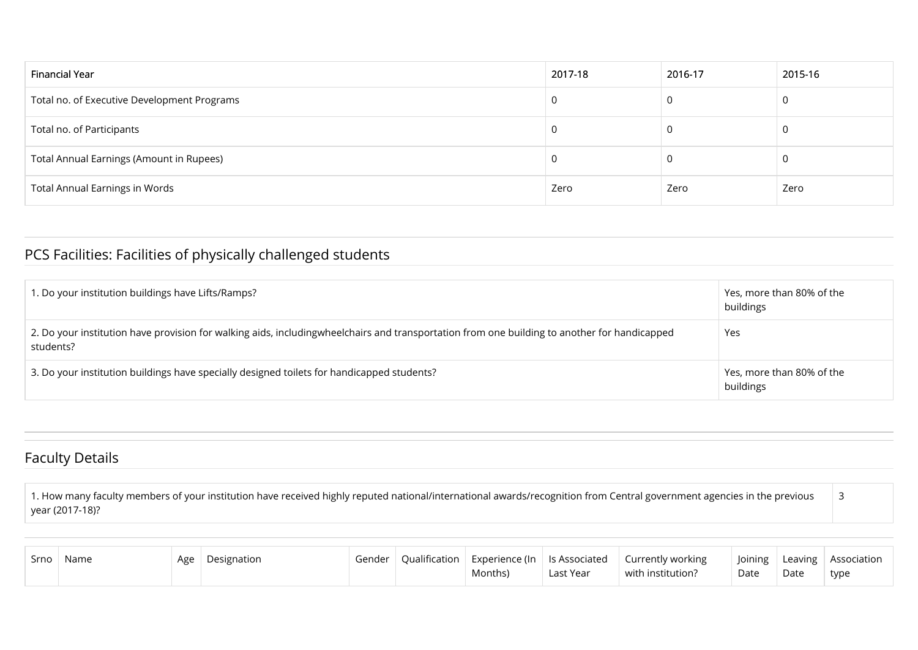| Financial Year | 2017-18 | 2016-17 | 2015-16 |
|---|---|---|---|
| Total no. of Executive Development Programs | 0 | 0 | 0 |
| Total no. of Participants | 0 | 0 | 0 |
| Total Annual Earnings (Amount in Rupees) | 0 | 0 | 0 |
| Total Annual Earnings in Words | Zero | Zero | Zero |

## PCS Facilities: Facilities of physically challenged students

| | |
|---|---|
| 1. Do your institution buildings have Lifts/Ramps? | Yes, more than 80% of the buildings |
| 2. Do your institution have provision for walking aids, includingwheelchairs and transportation from one building to another for handicapped students? | Yes |
| 3. Do your institution buildings have specially designed toilets for handicapped students? | Yes, more than 80% of the buildings |

## Faculty Details

| | |
|---|---|
| 1. How many faculty members of your institution have received highly reputed national/international awards/recognition from Central government agencies in the previous year (2017-18)? | 3 |

| Srno | Name | Age | Designation | Gender | Qualification | Experience (In Months) | Is Associated Last Year | Currently working with institution? | Joining Date | Leaving Date | Association type |
|---|---|---|---|---|---|---|---|---|---|---|---|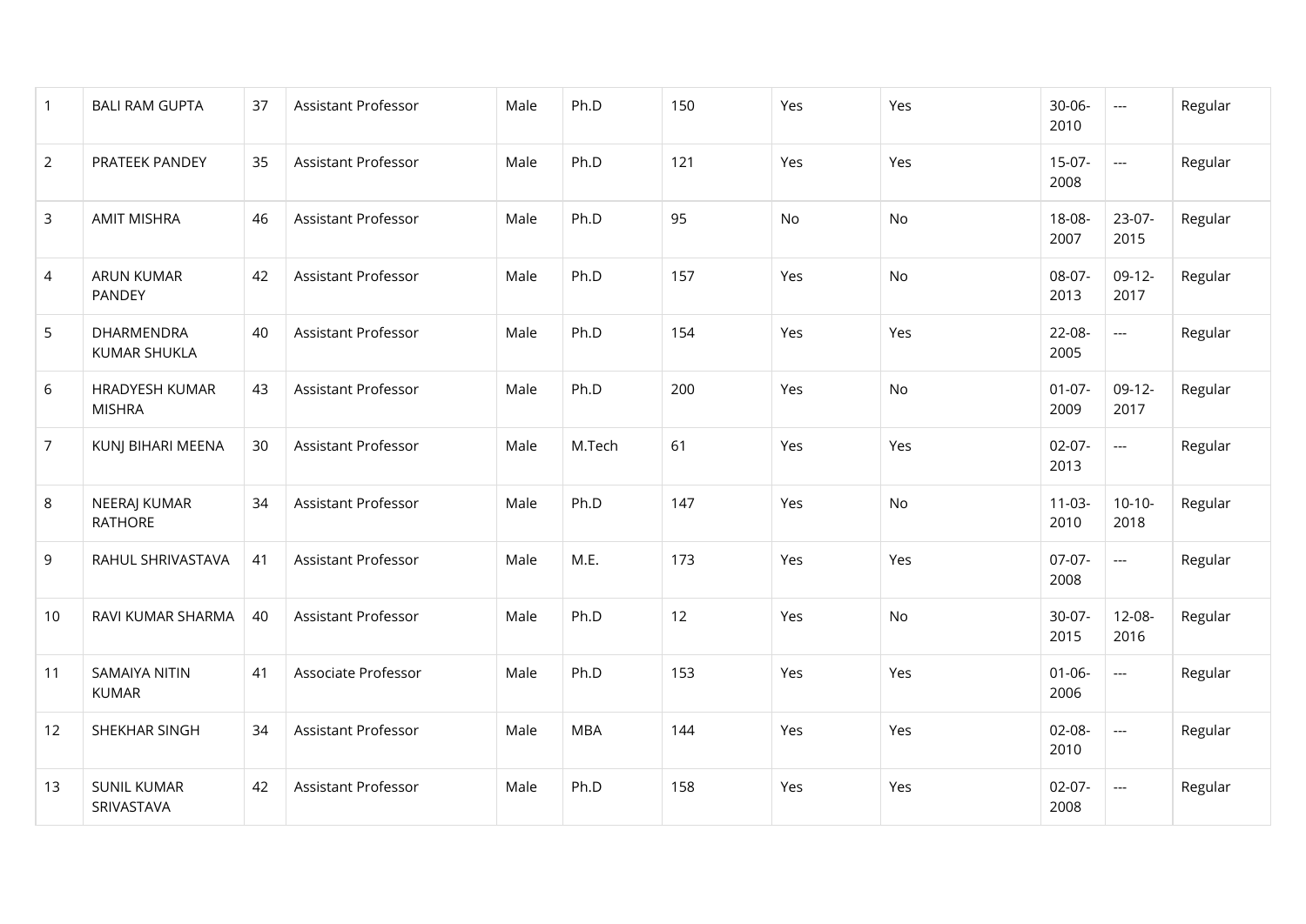| 1 | BALI RAM GUPTA | 37 | Assistant Professor | Male | Ph.D | 150 | Yes | Yes | 30-06-2010 | --- | Regular |
|---|---|---|---|---|---|---|---|---|---|---|---|
| 2 | PRATEEK PANDEY | 35 | Assistant Professor | Male | Ph.D | 121 | Yes | Yes | 15-07-2008 | --- | Regular |
| 3 | AMIT MISHRA | 46 | Assistant Professor | Male | Ph.D | 95 | No | No | 18-08-2007 | 23-07-2015 | Regular |
| 4 | ARUN KUMAR PANDEY | 42 | Assistant Professor | Male | Ph.D | 157 | Yes | No | 08-07-2013 | 09-12-2017 | Regular |
| 5 | DHARMENDRA KUMAR SHUKLA | 40 | Assistant Professor | Male | Ph.D | 154 | Yes | Yes | 22-08-2005 | --- | Regular |
| 6 | HRADYESH KUMAR MISHRA | 43 | Assistant Professor | Male | Ph.D | 200 | Yes | No | 01-07-2009 | 09-12-2017 | Regular |
| 7 | KUNJ BIHARI MEENA | 30 | Assistant Professor | Male | M.Tech | 61 | Yes | Yes | 02-07-2013 | --- | Regular |
| 8 | NEERAJ KUMAR RATHORE | 34 | Assistant Professor | Male | Ph.D | 147 | Yes | No | 11-03-2010 | 10-10-2018 | Regular |
| 9 | RAHUL SHRIVASTAVA | 41 | Assistant Professor | Male | M.E. | 173 | Yes | Yes | 07-07-2008 | --- | Regular |
| 10 | RAVI KUMAR SHARMA | 40 | Assistant Professor | Male | Ph.D | 12 | Yes | No | 30-07-2015 | 12-08-2016 | Regular |
| 11 | SAMAIYA NITIN KUMAR | 41 | Associate Professor | Male | Ph.D | 153 | Yes | Yes | 01-06-2006 | --- | Regular |
| 12 | SHEKHAR SINGH | 34 | Assistant Professor | Male | MBA | 144 | Yes | Yes | 02-08-2010 | --- | Regular |
| 13 | SUNIL KUMAR SRIVASTAVA | 42 | Assistant Professor | Male | Ph.D | 158 | Yes | Yes | 02-07-2008 | --- | Regular |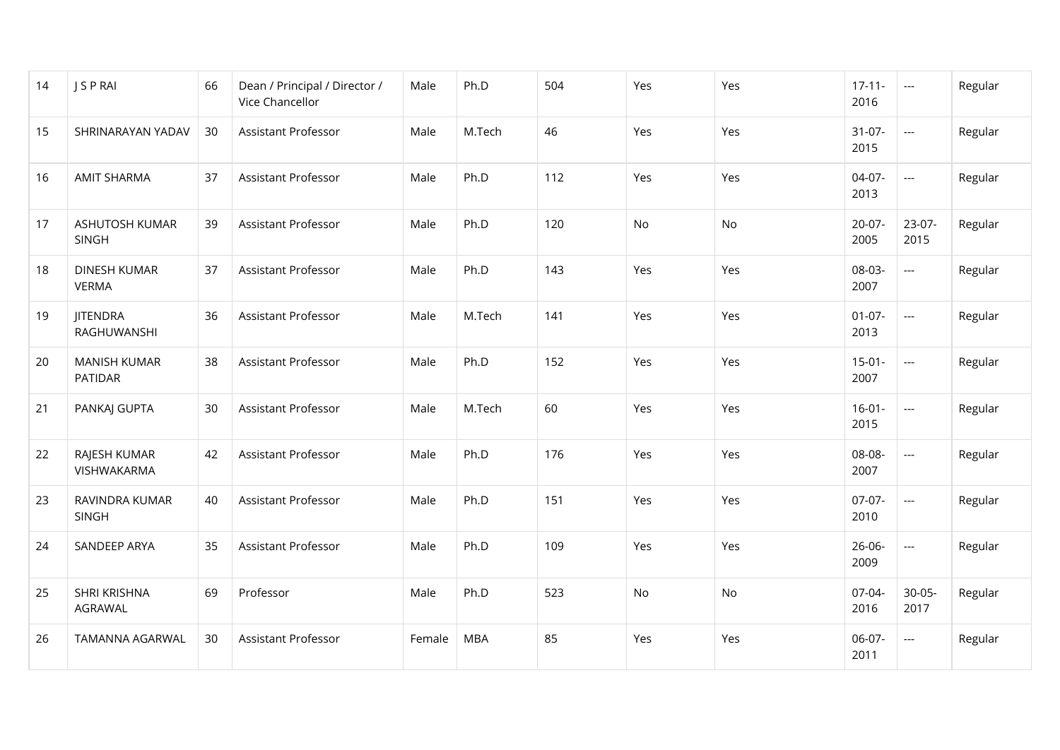| 14 | J S P RAI | 66 | Dean / Principal / Director / Vice Chancellor | Male | Ph.D | 504 | Yes | Yes | 17-11-2016 | --- | Regular |
|---|---|---|---|---|---|---|---|---|---|---|---|
| 15 | SHRINARAYAN YADAV | 30 | Assistant Professor | Male | M.Tech | 46 | Yes | Yes | 31-07-2015 | --- | Regular |
| 16 | AMIT SHARMA | 37 | Assistant Professor | Male | Ph.D | 112 | Yes | Yes | 04-07-2013 | --- | Regular |
| 17 | ASHUTOSH KUMAR SINGH | 39 | Assistant Professor | Male | Ph.D | 120 | No | No | 20-07-2005 | 23-07-2015 | Regular |
| 18 | DINESH KUMAR VERMA | 37 | Assistant Professor | Male | Ph.D | 143 | Yes | Yes | 08-03-2007 | --- | Regular |
| 19 | JITENDRA RAGHUWANSHI | 36 | Assistant Professor | Male | M.Tech | 141 | Yes | Yes | 01-07-2013 | --- | Regular |
| 20 | MANISH KUMAR PATIDAR | 38 | Assistant Professor | Male | Ph.D | 152 | Yes | Yes | 15-01-2007 | --- | Regular |
| 21 | PANKAJ GUPTA | 30 | Assistant Professor | Male | M.Tech | 60 | Yes | Yes | 16-01-2015 | --- | Regular |
| 22 | RAJESH KUMAR VISHWAKARMA | 42 | Assistant Professor | Male | Ph.D | 176 | Yes | Yes | 08-08-2007 | --- | Regular |
| 23 | RAVINDRA KUMAR SINGH | 40 | Assistant Professor | Male | Ph.D | 151 | Yes | Yes | 07-07-2010 | --- | Regular |
| 24 | SANDEEP ARYA | 35 | Assistant Professor | Male | Ph.D | 109 | Yes | Yes | 26-06-2009 | --- | Regular |
| 25 | SHRI KRISHNA AGRAWAL | 69 | Professor | Male | Ph.D | 523 | No | No | 07-04-2016 | 30-05-2017 | Regular |
| 26 | TAMANNA AGARWAL | 30 | Assistant Professor | Female | MBA | 85 | Yes | Yes | 06-07-2011 | --- | Regular |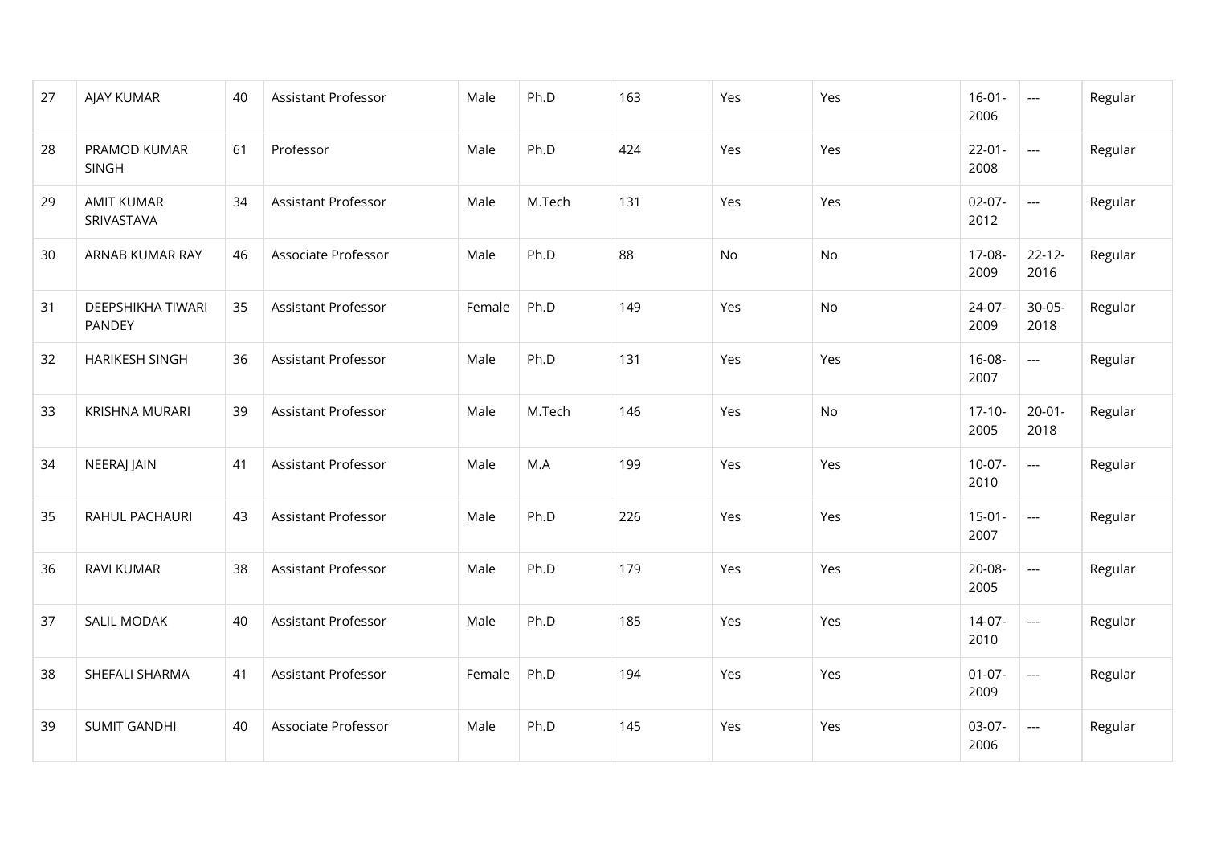| 27 | AJAY KUMAR | 40 | Assistant Professor | Male | Ph.D | 163 | Yes | Yes | 16-01-2006 | --- | Regular |
|---|---|---|---|---|---|---|---|---|---|---|---|
| 28 | PRAMOD KUMAR SINGH | 61 | Professor | Male | Ph.D | 424 | Yes | Yes | 22-01-2008 | --- | Regular |
| 29 | AMIT KUMAR SRIVASTAVA | 34 | Assistant Professor | Male | M.Tech | 131 | Yes | Yes | 02-07-2012 | --- | Regular |
| 30 | ARNAB KUMAR RAY | 46 | Associate Professor | Male | Ph.D | 88 | No | No | 17-08-2009 | 22-12-2016 | Regular |
| 31 | DEEPSHIKHA TIWARI PANDEY | 35 | Assistant Professor | Female | Ph.D | 149 | Yes | No | 24-07-2009 | 30-05-2018 | Regular |
| 32 | HARIKESH SINGH | 36 | Assistant Professor | Male | Ph.D | 131 | Yes | Yes | 16-08-2007 | --- | Regular |
| 33 | KRISHNA MURARI | 39 | Assistant Professor | Male | M.Tech | 146 | Yes | No | 17-10-2005 | 20-01-2018 | Regular |
| 34 | NEERAJ JAIN | 41 | Assistant Professor | Male | M.A | 199 | Yes | Yes | 10-07-2010 | --- | Regular |
| 35 | RAHUL PACHAURI | 43 | Assistant Professor | Male | Ph.D | 226 | Yes | Yes | 15-01-2007 | --- | Regular |
| 36 | RAVI KUMAR | 38 | Assistant Professor | Male | Ph.D | 179 | Yes | Yes | 20-08-2005 | --- | Regular |
| 37 | SALIL MODAK | 40 | Assistant Professor | Male | Ph.D | 185 | Yes | Yes | 14-07-2010 | --- | Regular |
| 38 | SHEFALI SHARMA | 41 | Assistant Professor | Female | Ph.D | 194 | Yes | Yes | 01-07-2009 | --- | Regular |
| 39 | SUMIT GANDHI | 40 | Associate Professor | Male | Ph.D | 145 | Yes | Yes | 03-07-2006 | --- | Regular |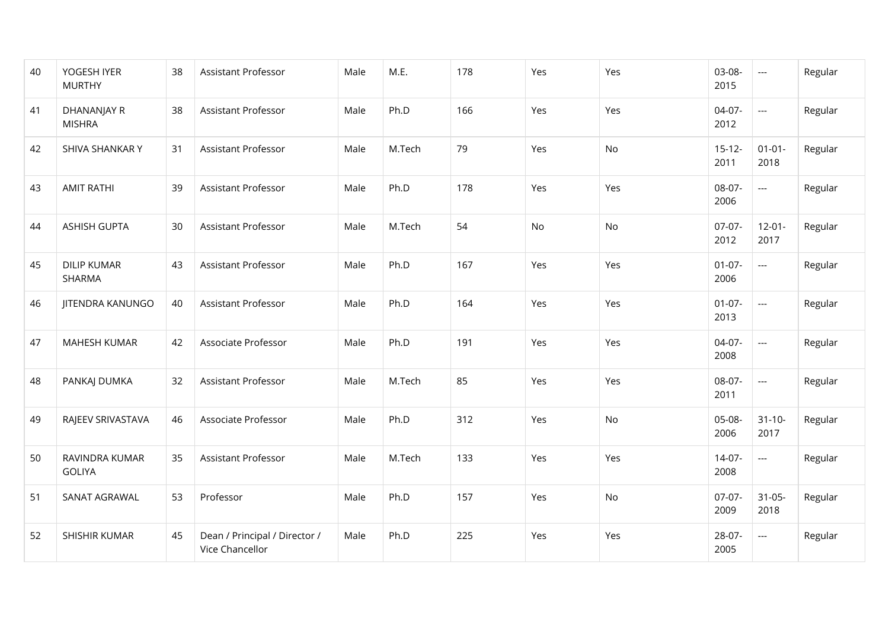| | | | | | | | | | | | |
|---|---|---|---|---|---|---|---|---|---|---|---|
| 40 | YOGESH IYER MURTHY | 38 | Assistant Professor | Male | M.E. | 178 | Yes | Yes | 03-08-2015 | --- | Regular |
| 41 | DHANANJAY R MISHRA | 38 | Assistant Professor | Male | Ph.D | 166 | Yes | Yes | 04-07-2012 | --- | Regular |
| 42 | SHIVA SHANKAR Y | 31 | Assistant Professor | Male | M.Tech | 79 | Yes | No | 15-12-2011 | 01-01-2018 | Regular |
| 43 | AMIT RATHI | 39 | Assistant Professor | Male | Ph.D | 178 | Yes | Yes | 08-07-2006 | --- | Regular |
| 44 | ASHISH GUPTA | 30 | Assistant Professor | Male | M.Tech | 54 | No | No | 07-07-2012 | 12-01-2017 | Regular |
| 45 | DILIP KUMAR SHARMA | 43 | Assistant Professor | Male | Ph.D | 167 | Yes | Yes | 01-07-2006 | --- | Regular |
| 46 | JITENDRA KANUNGO | 40 | Assistant Professor | Male | Ph.D | 164 | Yes | Yes | 01-07-2013 | --- | Regular |
| 47 | MAHESH KUMAR | 42 | Associate Professor | Male | Ph.D | 191 | Yes | Yes | 04-07-2008 | --- | Regular |
| 48 | PANKAJ DUMKA | 32 | Assistant Professor | Male | M.Tech | 85 | Yes | Yes | 08-07-2011 | --- | Regular |
| 49 | RAJEEV SRIVASTAVA | 46 | Associate Professor | Male | Ph.D | 312 | Yes | No | 05-08-2006 | 31-10-2017 | Regular |
| 50 | RAVINDRA KUMAR GOLIYA | 35 | Assistant Professor | Male | M.Tech | 133 | Yes | Yes | 14-07-2008 | --- | Regular |
| 51 | SANAT AGRAWAL | 53 | Professor | Male | Ph.D | 157 | Yes | No | 07-07-2009 | 31-05-2018 | Regular |
| 52 | SHISHIR KUMAR | 45 | Dean / Principal / Director / Vice Chancellor | Male | Ph.D | 225 | Yes | Yes | 28-07-2005 | --- | Regular |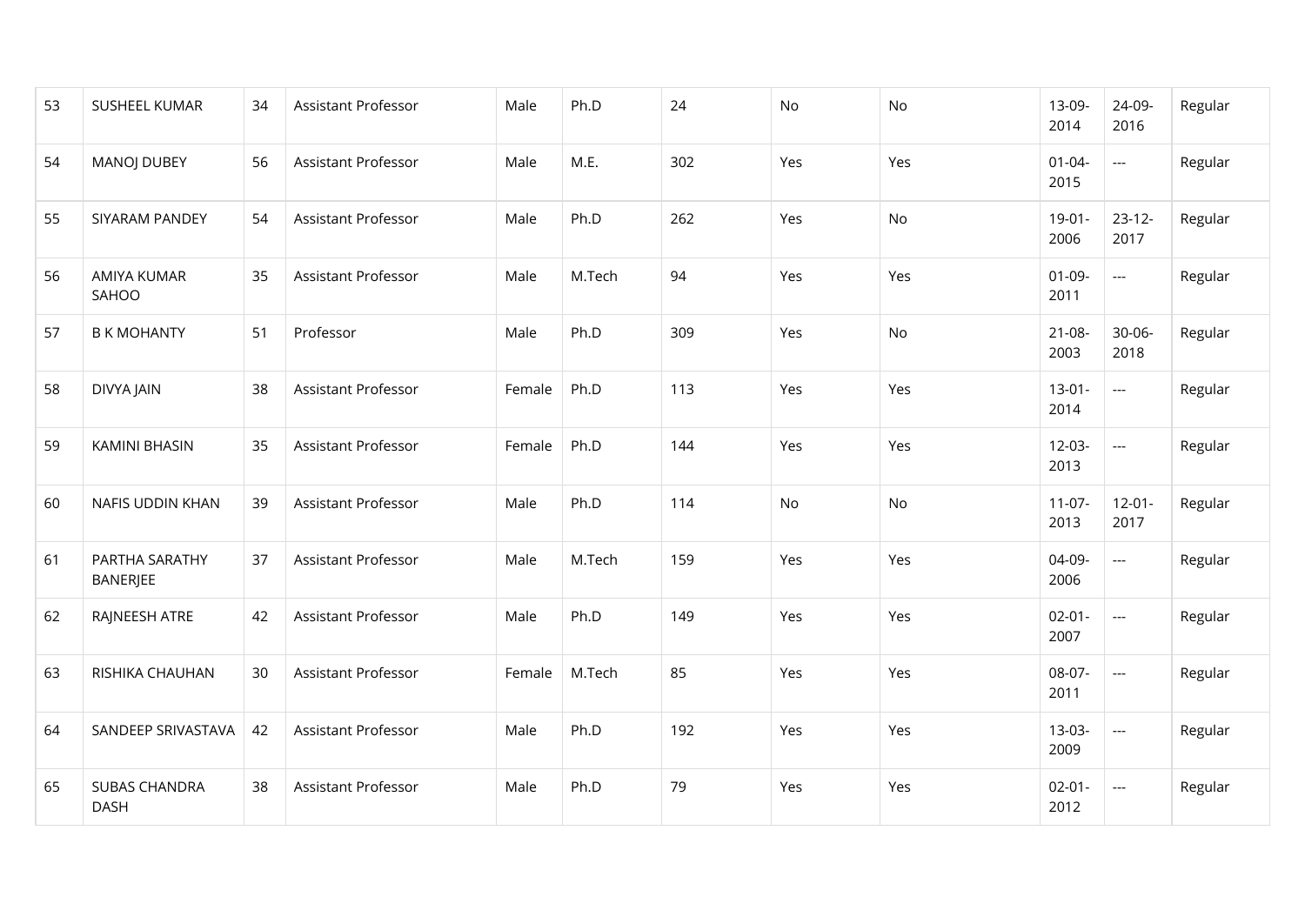| 53 | SUSHEEL KUMAR | 34 | Assistant Professor | Male | Ph.D | 24 | No | No | 13-09-2014 | 24-09-2016 | Regular |
|---|---|---|---|---|---|---|---|---|---|---|---|
| 54 | MANOJ DUBEY | 56 | Assistant Professor | Male | M.E. | 302 | Yes | Yes | 01-04-2015 | --- | Regular |
| 55 | SIYARAM PANDEY | 54 | Assistant Professor | Male | Ph.D | 262 | Yes | No | 19-01-2006 | 23-12-2017 | Regular |
| 56 | AMIYA KUMAR SAHOO | 35 | Assistant Professor | Male | M.Tech | 94 | Yes | Yes | 01-09-2011 | --- | Regular |
| 57 | B K MOHANTY | 51 | Professor | Male | Ph.D | 309 | Yes | No | 21-08-2003 | 30-06-2018 | Regular |
| 58 | DIVYA JAIN | 38 | Assistant Professor | Female | Ph.D | 113 | Yes | Yes | 13-01-2014 | --- | Regular |
| 59 | KAMINI BHASIN | 35 | Assistant Professor | Female | Ph.D | 144 | Yes | Yes | 12-03-2013 | --- | Regular |
| 60 | NAFIS UDDIN KHAN | 39 | Assistant Professor | Male | Ph.D | 114 | No | No | 11-07-2013 | 12-01-2017 | Regular |
| 61 | PARTHA SARATHY BANERJEE | 37 | Assistant Professor | Male | M.Tech | 159 | Yes | Yes | 04-09-2006 | --- | Regular |
| 62 | RAJNEESH ATRE | 42 | Assistant Professor | Male | Ph.D | 149 | Yes | Yes | 02-01-2007 | --- | Regular |
| 63 | RISHIKA CHAUHAN | 30 | Assistant Professor | Female | M.Tech | 85 | Yes | Yes | 08-07-2011 | --- | Regular |
| 64 | SANDEEP SRIVASTAVA | 42 | Assistant Professor | Male | Ph.D | 192 | Yes | Yes | 13-03-2009 | --- | Regular |
| 65 | SUBAS CHANDRA DASH | 38 | Assistant Professor | Male | Ph.D | 79 | Yes | Yes | 02-01-2012 | --- | Regular |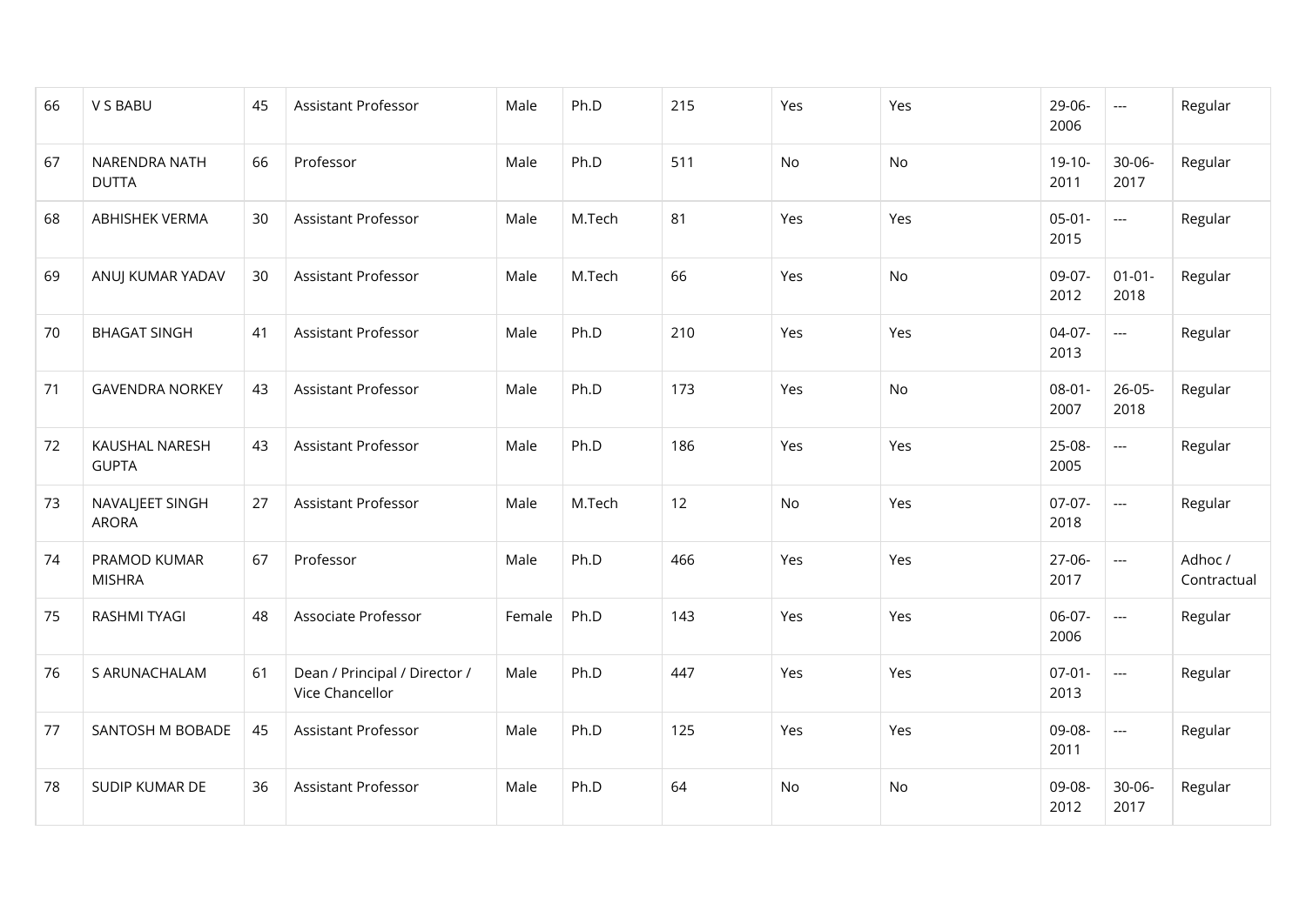| 66 | V S BABU | 45 | Assistant Professor | Male | Ph.D | 215 | Yes | Yes | 29-06-2006 | --- | Regular |
|---|---|---|---|---|---|---|---|---|---|---|---|
| 67 | NARENDRA NATH DUTTA | 66 | Professor | Male | Ph.D | 511 | No | No | 19-10-2011 | 30-06-2017 | Regular |
| 68 | ABHISHEK VERMA | 30 | Assistant Professor | Male | M.Tech | 81 | Yes | Yes | 05-01-2015 | --- | Regular |
| 69 | ANUJ KUMAR YADAV | 30 | Assistant Professor | Male | M.Tech | 66 | Yes | No | 09-07-2012 | 01-01-2018 | Regular |
| 70 | BHAGAT SINGH | 41 | Assistant Professor | Male | Ph.D | 210 | Yes | Yes | 04-07-2013 | --- | Regular |
| 71 | GAVENDRA NORKEY | 43 | Assistant Professor | Male | Ph.D | 173 | Yes | No | 08-01-2007 | 26-05-2018 | Regular |
| 72 | KAUSHAL NARESH GUPTA | 43 | Assistant Professor | Male | Ph.D | 186 | Yes | Yes | 25-08-2005 | --- | Regular |
| 73 | NAVALJEET SINGH ARORA | 27 | Assistant Professor | Male | M.Tech | 12 | No | Yes | 07-07-2018 | --- | Regular |
| 74 | PRAMOD KUMAR MISHRA | 67 | Professor | Male | Ph.D | 466 | Yes | Yes | 27-06-2017 | --- | Adhoc / Contractual |
| 75 | RASHMI TYAGI | 48 | Associate Professor | Female | Ph.D | 143 | Yes | Yes | 06-07-2006 | --- | Regular |
| 76 | S ARUNACHALAM | 61 | Dean / Principal / Director / Vice Chancellor | Male | Ph.D | 447 | Yes | Yes | 07-01-2013 | --- | Regular |
| 77 | SANTOSH M BOBADE | 45 | Assistant Professor | Male | Ph.D | 125 | Yes | Yes | 09-08-2011 | --- | Regular |
| 78 | SUDIP KUMAR DE | 36 | Assistant Professor | Male | Ph.D | 64 | No | No | 09-08-2012 | 30-06-2017 | Regular |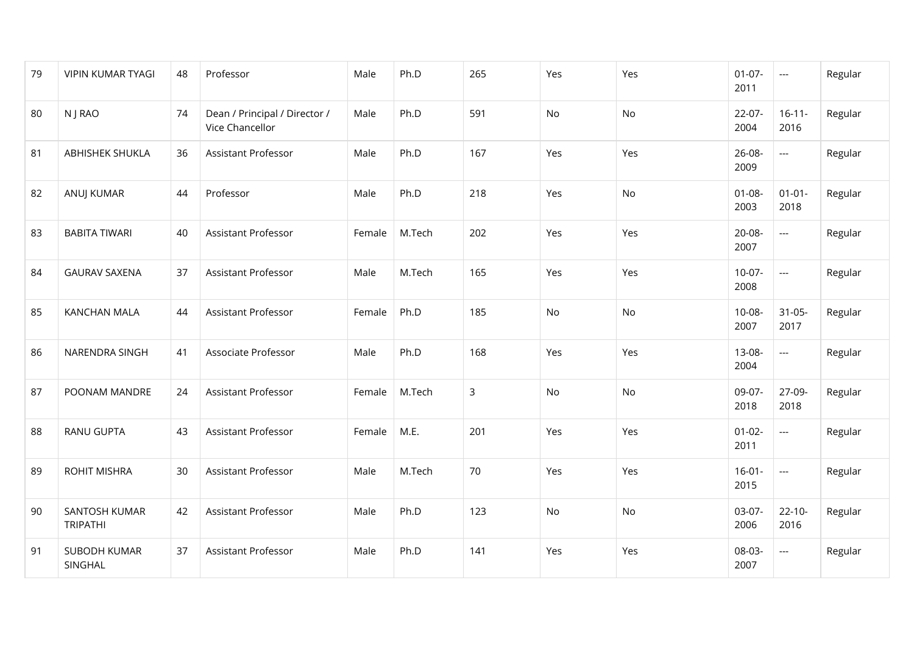| 79 | VIPIN KUMAR TYAGI | 48 | Professor | Male | Ph.D | 265 | Yes | Yes | 01-07-2011 | --- | Regular |
|---|---|---|---|---|---|---|---|---|---|---|---|
| 80 | N J RAO | 74 | Dean / Principal / Director / Vice Chancellor | Male | Ph.D | 591 | No | No | 22-07-2004 | 16-11-2016 | Regular |
| 81 | ABHISHEK SHUKLA | 36 | Assistant Professor | Male | Ph.D | 167 | Yes | Yes | 26-08-2009 | --- | Regular |
| 82 | ANUJ KUMAR | 44 | Professor | Male | Ph.D | 218 | Yes | No | 01-08-2003 | 01-01-2018 | Regular |
| 83 | BABITA TIWARI | 40 | Assistant Professor | Female | M.Tech | 202 | Yes | Yes | 20-08-2007 | --- | Regular |
| 84 | GAURAV SAXENA | 37 | Assistant Professor | Male | M.Tech | 165 | Yes | Yes | 10-07-2008 | --- | Regular |
| 85 | KANCHAN MALA | 44 | Assistant Professor | Female | Ph.D | 185 | No | No | 10-08-2007 | 31-05-2017 | Regular |
| 86 | NARENDRA SINGH | 41 | Associate Professor | Male | Ph.D | 168 | Yes | Yes | 13-08-2004 | --- | Regular |
| 87 | POONAM MANDRE | 24 | Assistant Professor | Female | M.Tech | 3 | No | No | 09-07-2018 | 27-09-2018 | Regular |
| 88 | RANU GUPTA | 43 | Assistant Professor | Female | M.E. | 201 | Yes | Yes | 01-02-2011 | --- | Regular |
| 89 | ROHIT MISHRA | 30 | Assistant Professor | Male | M.Tech | 70 | Yes | Yes | 16-01-2015 | --- | Regular |
| 90 | SANTOSH KUMAR TRIPATHI | 42 | Assistant Professor | Male | Ph.D | 123 | No | No | 03-07-2006 | 22-10-2016 | Regular |
| 91 | SUBODH KUMAR SINGHAL | 37 | Assistant Professor | Male | Ph.D | 141 | Yes | Yes | 08-03-2007 | --- | Regular |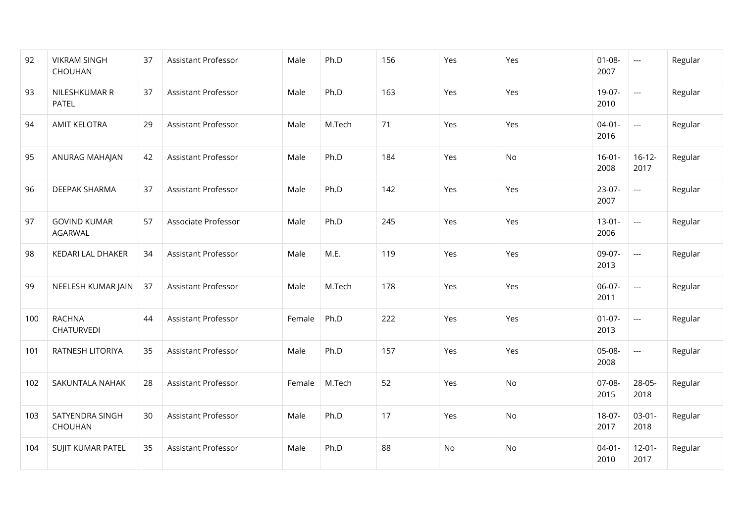| 92 | VIKRAM SINGH CHOUHAN | 37 | Assistant Professor | Male | Ph.D | 156 | Yes | Yes | 01-08-2007 | --- | Regular |
|---|---|---|---|---|---|---|---|---|---|---|---|
| 93 | NILESHKUMAR R PATEL | 37 | Assistant Professor | Male | Ph.D | 163 | Yes | Yes | 19-07-2010 | --- | Regular |
| 94 | AMIT KELOTRA | 29 | Assistant Professor | Male | M.Tech | 71 | Yes | Yes | 04-01-2016 | --- | Regular |
| 95 | ANURAG MAHAJAN | 42 | Assistant Professor | Male | Ph.D | 184 | Yes | No | 16-01-2008 | 16-12-2017 | Regular |
| 96 | DEEPAK SHARMA | 37 | Assistant Professor | Male | Ph.D | 142 | Yes | Yes | 23-07-2007 | --- | Regular |
| 97 | GOVIND KUMAR AGARWAL | 57 | Associate Professor | Male | Ph.D | 245 | Yes | Yes | 13-01-2006 | --- | Regular |
| 98 | KEDARI LAL DHAKER | 34 | Assistant Professor | Male | M.E. | 119 | Yes | Yes | 09-07-2013 | --- | Regular |
| 99 | NEELESH KUMAR JAIN | 37 | Assistant Professor | Male | M.Tech | 178 | Yes | Yes | 06-07-2011 | --- | Regular |
| 100 | RACHNA CHATURVEDI | 44 | Assistant Professor | Female | Ph.D | 222 | Yes | Yes | 01-07-2013 | --- | Regular |
| 101 | RATNESH LITORIYA | 35 | Assistant Professor | Male | Ph.D | 157 | Yes | Yes | 05-08-2008 | --- | Regular |
| 102 | SAKUNTALA NAHAK | 28 | Assistant Professor | Female | M.Tech | 52 | Yes | No | 07-08-2015 | 28-05-2018 | Regular |
| 103 | SATYENDRA SINGH CHOUHAN | 30 | Assistant Professor | Male | Ph.D | 17 | Yes | No | 18-07-2017 | 03-01-2018 | Regular |
| 104 | SUJIT KUMAR PATEL | 35 | Assistant Professor | Male | Ph.D | 88 | No | No | 04-01-2010 | 12-01-2017 | Regular |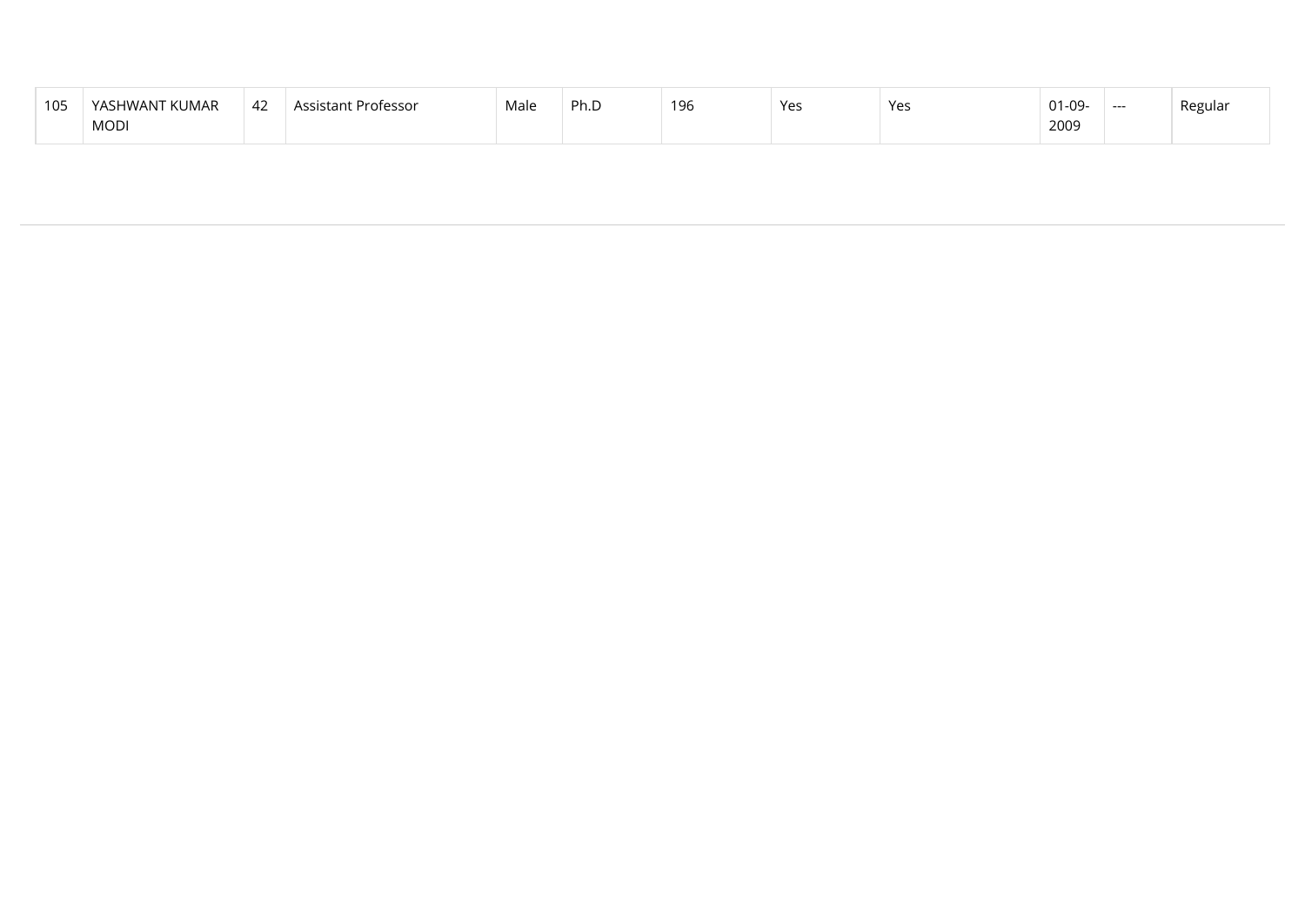| | | | | | | | | | | | |
|---|---|---|---|---|---|---|---|---|---|---|---|
| 105 | YASHWANT KUMAR MODI | 42 | Assistant Professor | Male | Ph.D | 196 | Yes | Yes | 01-09-2009 | --- | Regular |